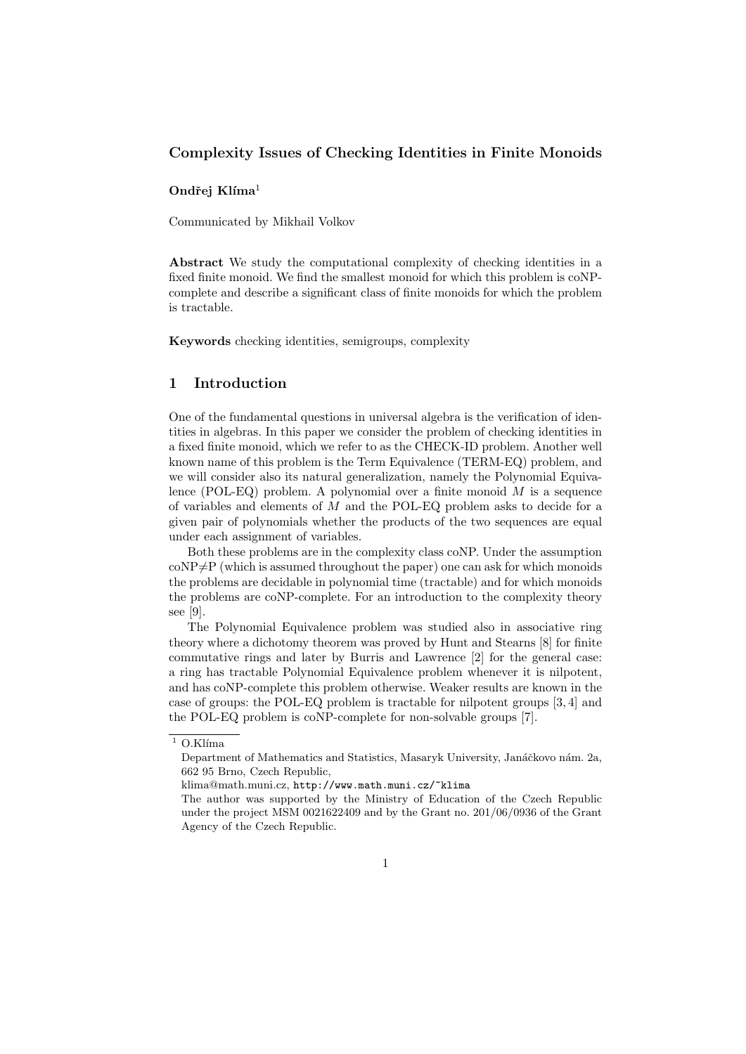# Complexity Issues of Checking Identities in Finite Monoids

**Ondřej Klíma**[1]

Communicated by Mikhail Volkov

**Abstract** We study the computational complexity of checking identities in a fixed finite monoid. We find the smallest monoid for which this problem is coNP-complete and describe a significant class of finite monoids for which the problem is tractable.

**Keywords** checking identities, semigroups, complexity

## 1 Introduction

One of the fundamental questions in universal algebra is the verification of identities in algebras. In this paper we consider the problem of checking identities in a fixed finite monoid, which we refer to as the CHECK-ID problem. Another well known name of this problem is the Term Equivalence (TERM-EQ) problem, and we will consider also its natural generalization, namely the Polynomial Equivalence (POL-EQ) problem. A polynomial over a finite monoid $M$ is a sequence of variables and elements of $M$ and the POL-EQ problem asks to decide for a given pair of polynomials whether the products of the two sequences are equal under each assignment of variables.

Both these problems are in the complexity class coNP. Under the assumption coNP$\neq$P (which is assumed throughout the paper) one can ask for which monoids the problems are decidable in polynomial time (tractable) and for which monoids the problems are coNP-complete. For an introduction to the complexity theory see [9].

The Polynomial Equivalence problem was studied also in associative ring theory where a dichotomy theorem was proved by Hunt and Stearns [8] for finite commutative rings and later by Burris and Lawrence [2] for the general case: a ring has tractable Polynomial Equivalence problem whenever it is nilpotent, and has coNP-complete this problem otherwise. Weaker results are known in the case of groups: the POL-EQ problem is tractable for nilpotent groups [3, 4] and the POL-EQ problem is coNP-complete for non-solvable groups [7].

---

[1] O.Klíma

Department of Mathematics and Statistics, Masaryk University, Janáčkovo nám. 2a, 662 95 Brno, Czech Republic,

klima@math.muni.cz, http://www.math.muni.cz/~klima

The author was supported by the Ministry of Education of the Czech Republic under the project MSM 0021622409 and by the Grant no. 201/06/0936 of the Grant Agency of the Czech Republic.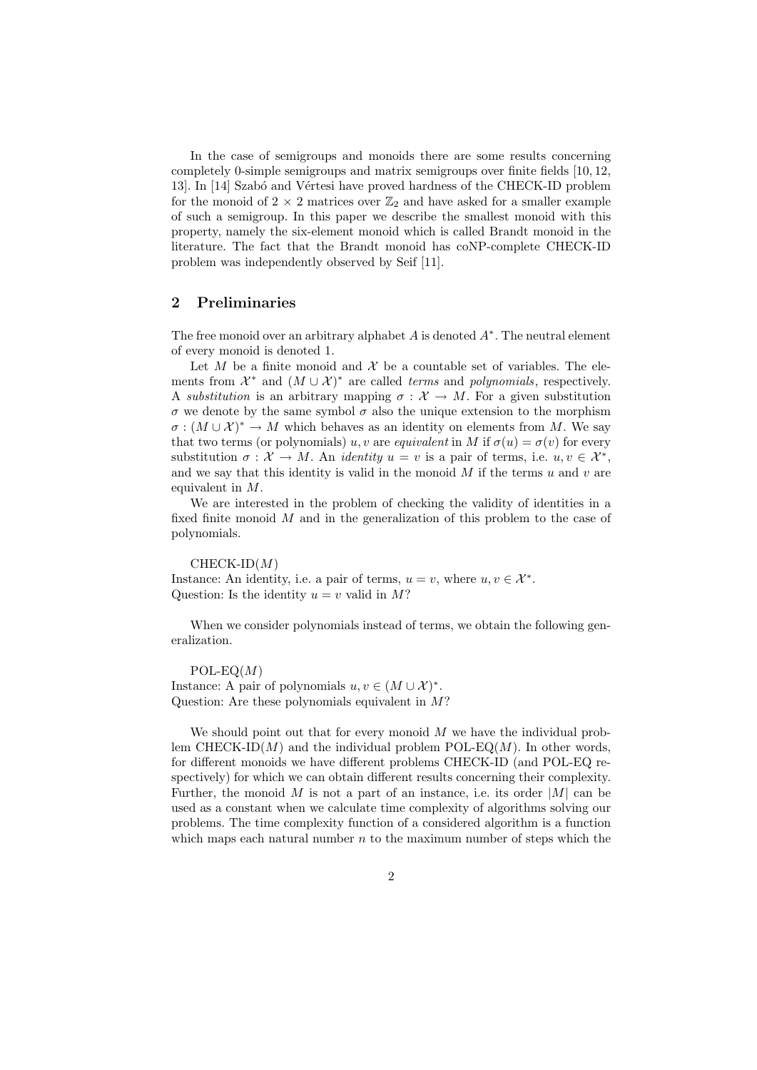In the case of semigroups and monoids there are some results concerning completely 0-simple semigroups and matrix semigroups over finite fields [10, 12, 13]. In [14] Szabó and Vértesi have proved hardness of the CHECK-ID problem for the monoid of $2 \times 2$ matrices over $\mathbb{Z}_2$ and have asked for a smaller example of such a semigroup. In this paper we describe the smallest monoid with this property, namely the six-element monoid which is called Brandt monoid in the literature. The fact that the Brandt monoid has coNP-complete CHECK-ID problem was independently observed by Seif [11].

## 2 Preliminaries

The free monoid over an arbitrary alphabet $A$ is denoted $A^*$. The neutral element of every monoid is denoted 1.

Let $M$ be a finite monoid and $\mathcal{X}$ be a countable set of variables. The elements from $\mathcal{X}^*$ and $(M \cup \mathcal{X})^*$ are called *terms* and *polynomials*, respectively. A *substitution* is an arbitrary mapping $\sigma : \mathcal{X} \to M$. For a given substitution $\sigma$ we denote by the same symbol $\sigma$ also the unique extension to the morphism $\sigma : (M \cup \mathcal{X})^* \to M$ which behaves as an identity on elements from $M$. We say that two terms (or polynomials) $u, v$ are *equivalent* in $M$ if $\sigma(u) = \sigma(v)$ for every substitution $\sigma : \mathcal{X} \to M$. An *identity* $u = v$ is a pair of terms, i.e. $u, v \in \mathcal{X}^*$, and we say that this identity is valid in the monoid $M$ if the terms $u$ and $v$ are equivalent in $M$.

We are interested in the problem of checking the validity of identities in a fixed finite monoid $M$ and in the generalization of this problem to the case of polynomials.

CHECK-ID($M$)
Instance: An identity, i.e. a pair of terms, $u = v$, where $u, v \in \mathcal{X}^*$.
Question: Is the identity $u = v$ valid in $M$?

When we consider polynomials instead of terms, we obtain the following generalization.

POL-EQ($M$)
Instance: A pair of polynomials $u, v \in (M \cup \mathcal{X})^*$.
Question: Are these polynomials equivalent in $M$?

We should point out that for every monoid $M$ we have the individual problem CHECK-ID($M$) and the individual problem POL-EQ($M$). In other words, for different monoids we have different problems CHECK-ID (and POL-EQ respectively) for which we can obtain different results concerning their complexity. Further, the monoid $M$ is not a part of an instance, i.e. its order $|M|$ can be used as a constant when we calculate time complexity of algorithms solving our problems. The time complexity function of a considered algorithm is a function which maps each natural number $n$ to the maximum number of steps which the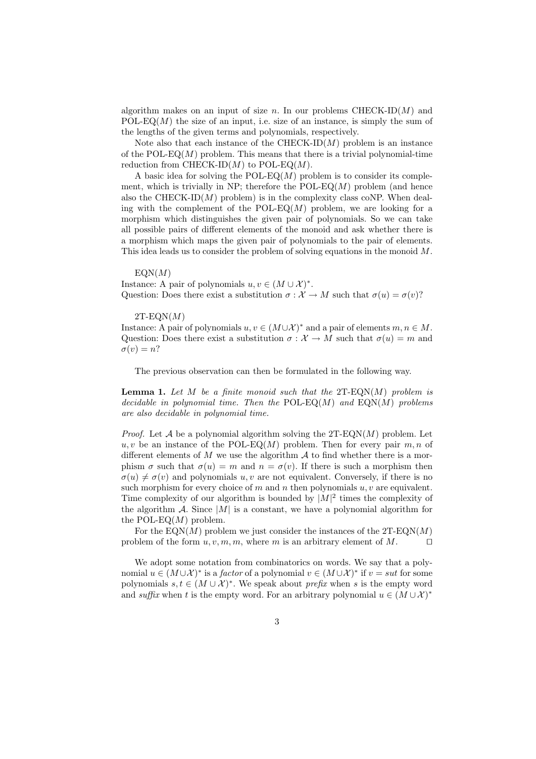algorithm makes on an input of size $n$. In our problems CHECK-ID($M$) and POL-EQ($M$) the size of an input, i.e. size of an instance, is simply the sum of the lengths of the given terms and polynomials, respectively.

Note also that each instance of the CHECK-ID($M$) problem is an instance of the POL-EQ($M$) problem. This means that there is a trivial polynomial-time reduction from CHECK-ID($M$) to POL-EQ($M$).

A basic idea for solving the POL-EQ($M$) problem is to consider its complement, which is trivially in NP; therefore the POL-EQ($M$) problem (and hence also the CHECK-ID($M$) problem) is in the complexity class coNP. When dealing with the complement of the POL-EQ($M$) problem, we are looking for a morphism which distinguishes the given pair of polynomials. So we can take all possible pairs of different elements of the monoid and ask whether there is a morphism which maps the given pair of polynomials to the pair of elements. This idea leads us to consider the problem of solving equations in the monoid $M$.

EQN($M$)
Instance: A pair of polynomials $u, v \in (M \cup \mathcal{X})^*$.
Question: Does there exist a substitution $\sigma : \mathcal{X} \to M$ such that $\sigma(u) = \sigma(v)$?

2T-EQN($M$)
Instance: A pair of polynomials $u, v \in (M \cup \mathcal{X})^*$ and a pair of elements $m, n \in M$.
Question: Does there exist a substitution $\sigma : \mathcal{X} \to M$ such that $\sigma(u) = m$ and $\sigma(v) = n$?

The previous observation can then be formulated in the following way.

**Lemma 1.** *Let $M$ be a finite monoid such that the* 2T-EQN($M$) *problem is decidable in polynomial time. Then the* POL-EQ($M$) *and* EQN($M$) *problems are also decidable in polynomial time.*

*Proof.* Let $\mathcal{A}$ be a polynomial algorithm solving the 2T-EQN($M$) problem. Let $u, v$ be an instance of the POL-EQ($M$) problem. Then for every pair $m, n$ of different elements of $M$ we use the algorithm $\mathcal{A}$ to find whether there is a morphism $\sigma$ such that $\sigma(u) = m$ and $n = \sigma(v)$. If there is such a morphism then $\sigma(u) \neq \sigma(v)$ and polynomials $u, v$ are not equivalent. Conversely, if there is no such morphism for every choice of $m$ and $n$ then polynomials $u, v$ are equivalent. Time complexity of our algorithm is bounded by $|M|^2$ times the complexity of the algorithm $\mathcal{A}$. Since $|M|$ is a constant, we have a polynomial algorithm for the POL-EQ($M$) problem.

For the EQN($M$) problem we just consider the instances of the 2T-EQN($M$) problem of the form $u, v, m, m$, where $m$ is an arbitrary element of $M$. $\square$

We adopt some notation from combinatorics on words. We say that a polynomial $u \in (M \cup \mathcal{X})^*$ is a *factor* of a polynomial $v \in (M \cup \mathcal{X})^*$ if $v = sut$ for some polynomials $s, t \in (M \cup \mathcal{X})^*$. We speak about *prefix* when $s$ is the empty word and *suffix* when $t$ is the empty word. For an arbitrary polynomial $u \in (M \cup \mathcal{X})^*$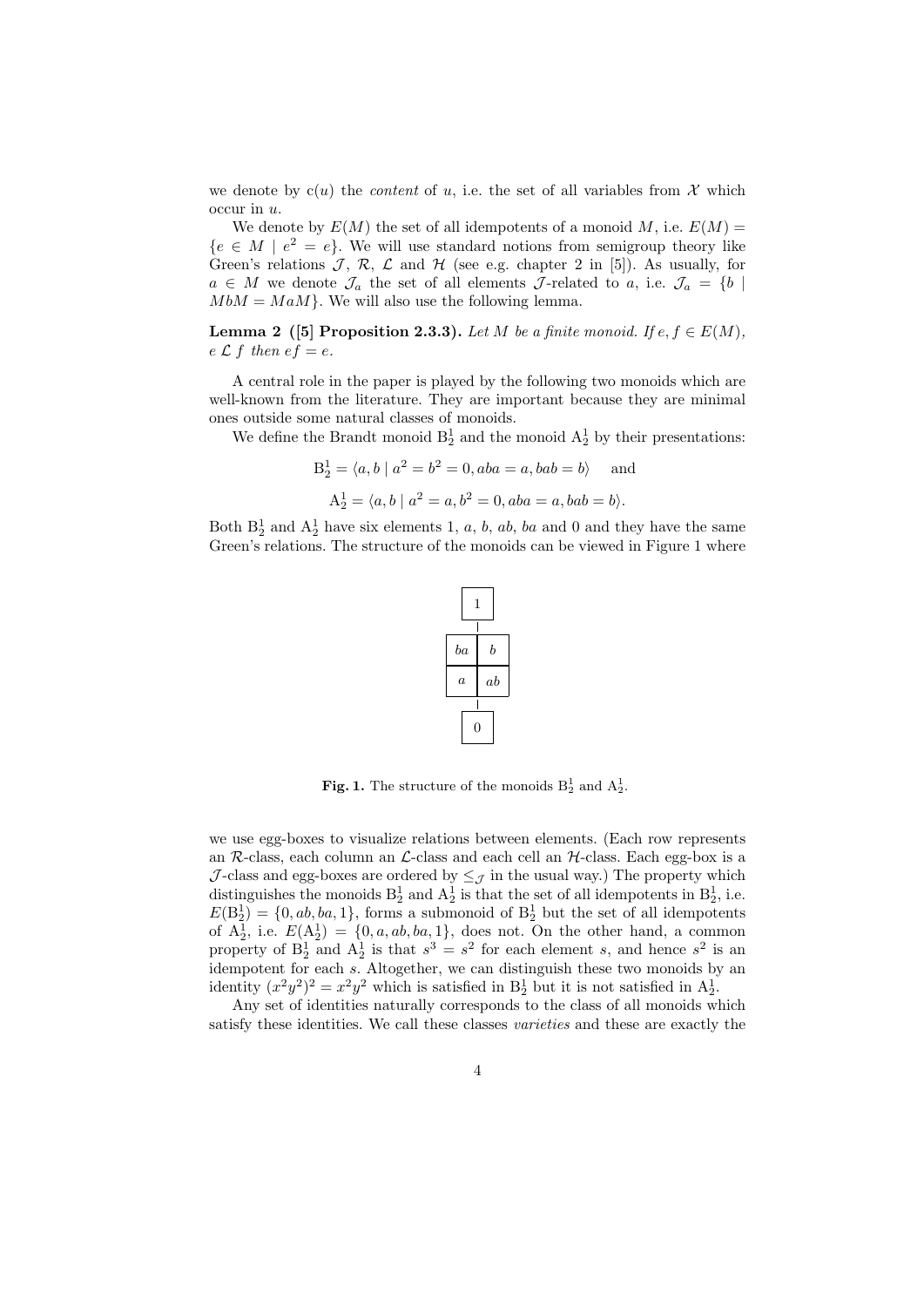we denote by $\mathrm{c}(u)$ the *content* of $u$, i.e. the set of all variables from $\mathcal{X}$ which occur in $u$.

We denote by $E(M)$ the set of all idempotents of a monoid $M$, i.e. $E(M) = \{e \in M \mid e^2 = e\}$. We will use standard notions from semigroup theory like Green's relations $\mathcal{J}$, $\mathcal{R}$, $\mathcal{L}$ and $\mathcal{H}$ (see e.g. chapter 2 in [5]). As usually, for $a \in M$ we denote $\mathcal{J}_a$ the set of all elements $\mathcal{J}$-related to $a$, i.e. $\mathcal{J}_a = \{b \mid MbM = MaM\}$. We will also use the following lemma.

**Lemma 2 ([5] Proposition 2.3.3).** *Let $M$ be a finite monoid. If $e, f \in E(M)$, $e \mathrel{\mathcal{L}} f$ then $ef = e$.*

A central role in the paper is played by the following two monoids which are well-known from the literature. They are important because they are minimal ones outside some natural classes of monoids.

We define the Brandt monoid $\mathrm{B}_2^1$ and the monoid $\mathrm{A}_2^1$ by their presentations:

$$\mathrm{B}_2^1 = \langle a, b \mid a^2 = b^2 = 0, aba = a, bab = b \rangle \quad \text{and}$$

$$\mathrm{A}_2^1 = \langle a, b \mid a^2 = a, b^2 = 0, aba = a, bab = b \rangle.$$

Both $\mathrm{B}_2^1$ and $\mathrm{A}_2^1$ have six elements $1$, $a$, $b$, $ab$, $ba$ and $0$ and they have the same Green's relations. The structure of the monoids can be viewed in Figure 1 where

| $1$ | |
|---|---|

| $ba$ | $b$ |
|---|---|
| $a$ | $ab$ |

| $0$ |
|---|

**Fig. 1.** The structure of the monoids $\mathrm{B}_2^1$ and $\mathrm{A}_2^1$.

we use egg-boxes to visualize relations between elements. (Each row represents an $\mathcal{R}$-class, each column an $\mathcal{L}$-class and each cell an $\mathcal{H}$-class. Each egg-box is a $\mathcal{J}$-class and egg-boxes are ordered by $\leq_{\mathcal{J}}$ in the usual way.) The property which distinguishes the monoids $\mathrm{B}_2^1$ and $\mathrm{A}_2^1$ is that the set of all idempotents in $\mathrm{B}_2^1$, i.e. $E(\mathrm{B}_2^1) = \{0, ab, ba, 1\}$, forms a submonoid of $\mathrm{B}_2^1$ but the set of all idempotents of $\mathrm{A}_2^1$, i.e. $E(\mathrm{A}_2^1) = \{0, a, ab, ba, 1\}$, does not. On the other hand, a common property of $\mathrm{B}_2^1$ and $\mathrm{A}_2^1$ is that $s^3 = s^2$ for each element $s$, and hence $s^2$ is an idempotent for each $s$. Altogether, we can distinguish these two monoids by an identity $(x^2y^2)^2 = x^2y^2$ which is satisfied in $\mathrm{B}_2^1$ but it is not satisfied in $\mathrm{A}_2^1$.

Any set of identities naturally corresponds to the class of all monoids which satisfy these identities. We call these classes *varieties* and these are exactly the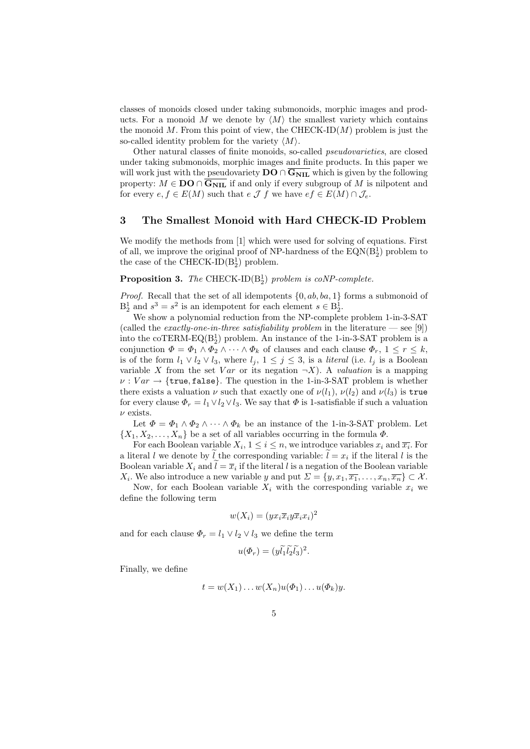classes of monoids closed under taking submonoids, morphic images and products. For a monoid $M$ we denote by $\langle M \rangle$ the smallest variety which contains the monoid $M$. From this point of view, the CHECK-ID($M$) problem is just the so-called identity problem for the variety $\langle M \rangle$.

Other natural classes of finite monoids, so-called *pseudovarieties*, are closed under taking submonoids, morphic images and finite products. In this paper we will work just with the pseudovariety $\mathbf{DO} \cap \overline{\mathbf{G_{NIL}}}$ which is given by the following property: $M \in \mathbf{DO} \cap \overline{\mathbf{G_{NIL}}}$ if and only if every subgroup of $M$ is nilpotent and for every $e, f \in E(M)$ such that $e \mathrel{\mathcal{J}} f$ we have $ef \in E(M) \cap \mathcal{J}_e$.

## 3 The Smallest Monoid with Hard CHECK-ID Problem

We modify the methods from [1] which were used for solving of equations. First of all, we improve the original proof of NP-hardness of the EQN($\mathrm{B}_2^1$) problem to the case of the CHECK-ID($\mathrm{B}_2^1$) problem.

**Proposition 3.** *The* CHECK-ID($\mathrm{B}_2^1$) *problem is coNP-complete.*

*Proof.* Recall that the set of all idempotents $\{0, ab, ba, 1\}$ forms a submonoid of $\mathrm{B}_2^1$ and $s^3 = s^2$ is an idempotent for each element $s \in \mathrm{B}_2^1$.

We show a polynomial reduction from the NP-complete problem 1-in-3-SAT (called the *exactly-one-in-three satisfiability problem* in the literature — see [9]) into the coTERM-EQ($\mathrm{B}_2^1$) problem. An instance of the 1-in-3-SAT problem is a conjunction $\Phi = \Phi_1 \wedge \Phi_2 \wedge \cdots \wedge \Phi_k$ of clauses and each clause $\Phi_r$, $1 \leq r \leq k$, is of the form $l_1 \vee l_2 \vee l_3$, where $l_j$, $1 \leq j \leq 3$, is a *literal* (i.e. $l_j$ is a Boolean variable $X$ from the set $Var$ or its negation $\neg X$). A *valuation* is a mapping $\nu : Var \to \{\mathtt{true}, \mathtt{false}\}$. The question in the 1-in-3-SAT problem is whether there exists a valuation $\nu$ such that exactly one of $\nu(l_1)$, $\nu(l_2)$ and $\nu(l_3)$ is $\mathtt{true}$ for every clause $\Phi_r = l_1 \vee l_2 \vee l_3$. We say that $\Phi$ is 1-satisfiable if such a valuation $\nu$ exists.

Let $\Phi = \Phi_1 \wedge \Phi_2 \wedge \cdots \wedge \Phi_k$ be an instance of the 1-in-3-SAT problem. Let $\{X_1, X_2, \ldots, X_n\}$ be a set of all variables occurring in the formula $\Phi$.

For each Boolean variable $X_i$, $1 \leq i \leq n$, we introduce variables $x_i$ and $\overline{x_i}$. For a literal $l$ we denote by $\widetilde{l}$ the corresponding variable: $\widetilde{l} = x_i$ if the literal $l$ is the Boolean variable $X_i$ and $\widetilde{l} = \overline{x}_i$ if the literal $l$ is a negation of the Boolean variable $X_i$. We also introduce a new variable $y$ and put $\Sigma = \{y, x_1, \overline{x_1}, \ldots, x_n, \overline{x_n}\} \subset \mathcal{X}$.

Now, for each Boolean variable $X_i$ with the corresponding variable $x_i$ we define the following term

$$w(X_i) = (y x_i \overline{x}_i y \overline{x}_i x_i)^2$$

and for each clause $\Phi_r = l_1 \vee l_2 \vee l_3$ we define the term

$$u(\Phi_r) = (y \widetilde{l_1} \widetilde{l_2} \widetilde{l_3})^2.$$

Finally, we define

$$t = w(X_1) \ldots w(X_n) u(\Phi_1) \ldots u(\Phi_k) y.$$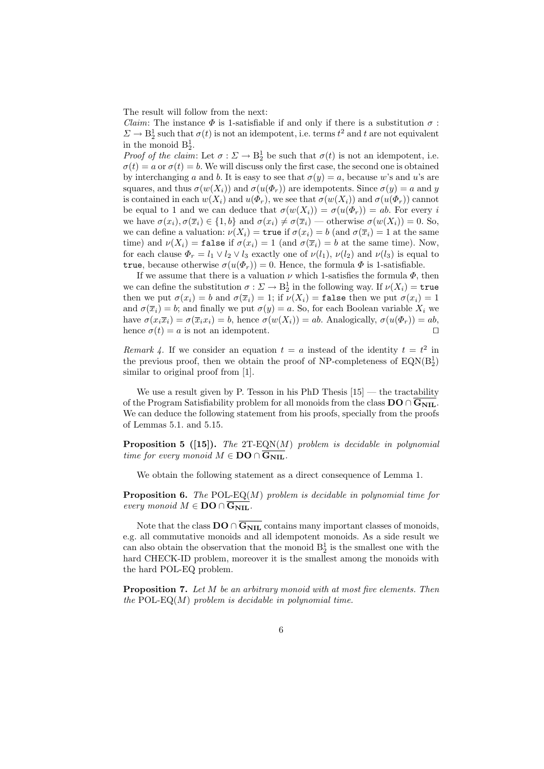The result will follow from the next:

*Claim*: The instance $\Phi$ is 1-satisfiable if and only if there is a substitution $\sigma : \Sigma \to \mathrm{B}_2^1$ such that $\sigma(t)$ is not an idempotent, i.e. terms $t^2$ and $t$ are not equivalent in the monoid $\mathrm{B}_2^1$.

*Proof of the claim*: Let $\sigma : \Sigma \to \mathrm{B}_2^1$ be such that $\sigma(t)$ is not an idempotent, i.e. $\sigma(t) = a$ or $\sigma(t) = b$. We will discuss only the first case, the second one is obtained by interchanging $a$ and $b$. It is easy to see that $\sigma(y) = a$, because $w$'s and $u$'s are squares, and thus $\sigma(w(X_i))$ and $\sigma(u(\Phi_r))$ are idempotents. Since $\sigma(y) = a$ and $y$ is contained in each $w(X_i)$ and $u(\Phi_r)$, we see that $\sigma(w(X_i))$ and $\sigma(u(\Phi_r))$ cannot be equal to 1 and we can deduce that $\sigma(w(X_i)) = \sigma(u(\Phi_r)) = ab$. For every $i$ we have $\sigma(x_i), \sigma(\overline{x}_i) \in \{1, b\}$ and $\sigma(x_i) \neq \sigma(\overline{x}_i)$ — otherwise $\sigma(w(X_i)) = 0$. So, we can define a valuation: $\nu(X_i) = \texttt{true}$ if $\sigma(x_i) = b$ (and $\sigma(\overline{x}_i) = 1$ at the same time) and $\nu(X_i) = \texttt{false}$ if $\sigma(x_i) = 1$ (and $\sigma(\overline{x}_i) = b$ at the same time). Now, for each clause $\Phi_r = l_1 \vee l_2 \vee l_3$ exactly one of $\nu(l_1)$, $\nu(l_2)$ and $\nu(l_3)$ is equal to $\texttt{true}$, because otherwise $\sigma(u(\Phi_r)) = 0$. Hence, the formula $\Phi$ is 1-satisfiable.

If we assume that there is a valuation $\nu$ which 1-satisfies the formula $\Phi$, then we can define the substitution $\sigma : \Sigma \to \mathrm{B}_2^1$ in the following way. If $\nu(X_i) = \texttt{true}$ then we put $\sigma(x_i) = b$ and $\sigma(\overline{x}_i) = 1$; if $\nu(X_i) = \texttt{false}$ then we put $\sigma(x_i) = 1$ and $\sigma(\overline{x}_i) = b$; and finally we put $\sigma(y) = a$. So, for each Boolean variable $X_i$ we have $\sigma(x_i \overline{x}_i) = \sigma(\overline{x}_i x_i) = b$, hence $\sigma(w(X_i)) = ab$. Analogically, $\sigma(u(\Phi_r)) = ab$, hence $\sigma(t) = a$ is not an idempotent. $\square$

*Remark 4.* If we consider an equation $t = a$ instead of the identity $t = t^2$ in the previous proof, then we obtain the proof of NP-completeness of $\mathrm{EQN}(\mathrm{B}_2^1)$ similar to original proof from [1].

We use a result given by P. Tesson in his PhD Thesis [15] — the tractability of the Program Satisfiability problem for all monoids from the class $\mathbf{DO} \cap \overline{\mathbf{G_{NIL}}}$. We can deduce the following statement from his proofs, specially from the proofs of Lemmas 5.1. and 5.15.

**Proposition 5 ([15]).** *The* 2T-EQN$(M)$ *problem is decidable in polynomial time for every monoid* $M \in \mathbf{DO} \cap \overline{\mathbf{G_{NIL}}}$.

We obtain the following statement as a direct consequence of Lemma 1.

**Proposition 6.** *The* POL-EQ$(M)$ *problem is decidable in polynomial time for every monoid* $M \in \mathbf{DO} \cap \overline{\mathbf{G_{NIL}}}$.

Note that the class $\mathbf{DO} \cap \overline{\mathbf{G_{NIL}}}$ contains many important classes of monoids, e.g. all commutative monoids and all idempotent monoids. As a side result we can also obtain the observation that the monoid $\mathrm{B}_2^1$ is the smallest one with the hard CHECK-ID problem, moreover it is the smallest among the monoids with the hard POL-EQ problem.

**Proposition 7.** *Let* $M$ *be an arbitrary monoid with at most five elements. Then the* POL-EQ$(M)$ *problem is decidable in polynomial time.*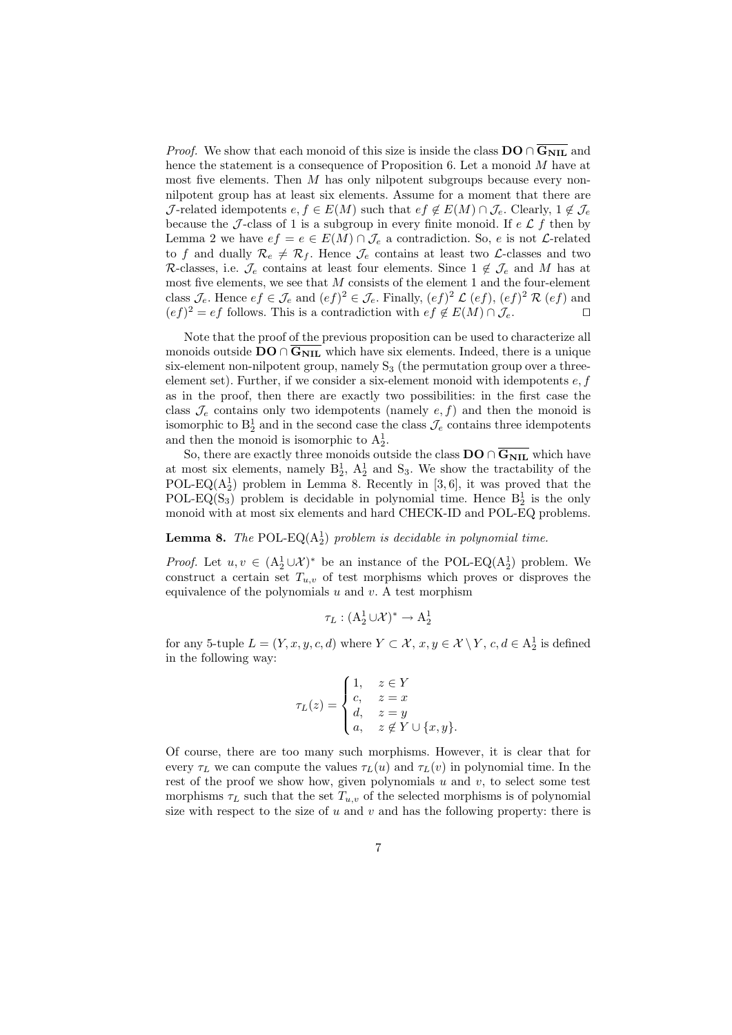*Proof.* We show that each monoid of this size is inside the class $\mathbf{DO} \cap \overline{\mathbf{G_{NIL}}}$ and hence the statement is a consequence of Proposition 6. Let a monoid $M$ have at most five elements. Then $M$ has only nilpotent subgroups because every non-nilpotent group has at least six elements. Assume for a moment that there are $\mathcal{J}$-related idempotents $e, f \in E(M)$ such that $ef \notin E(M) \cap \mathcal{J}_e$. Clearly, $1 \notin \mathcal{J}_e$ because the $\mathcal{J}$-class of 1 is a subgroup in every finite monoid. If $e \mathrel{\mathcal{L}} f$ then by Lemma 2 we have $ef = e \in E(M) \cap \mathcal{J}_e$ a contradiction. So, $e$ is not $\mathcal{L}$-related to $f$ and dually $\mathcal{R}_e \neq \mathcal{R}_f$. Hence $\mathcal{J}_e$ contains at least two $\mathcal{L}$-classes and two $\mathcal{R}$-classes, i.e. $\mathcal{J}_e$ contains at least four elements. Since $1 \notin \mathcal{J}_e$ and $M$ has at most five elements, we see that $M$ consists of the element 1 and the four-element class $\mathcal{J}_e$. Hence $ef \in \mathcal{J}_e$ and $(ef)^2 \in \mathcal{J}_e$. Finally, $(ef)^2 \mathrel{\mathcal{L}} (ef)$, $(ef)^2 \mathrel{\mathcal{R}} (ef)$ and $(ef)^2 = ef$ follows. This is a contradiction with $ef \notin E(M) \cap \mathcal{J}_e$. $\square$

Note that the proof of the previous proposition can be used to characterize all monoids outside $\mathbf{DO} \cap \overline{\mathbf{G_{NIL}}}$ which have six elements. Indeed, there is a unique six-element non-nilpotent group, namely $\mathrm{S}_3$ (the permutation group over a three-element set). Further, if we consider a six-element monoid with idempotents $e, f$ as in the proof, then there are exactly two possibilities: in the first case the class $\mathcal{J}_e$ contains only two idempotents (namely $e, f$) and then the monoid is isomorphic to $\mathrm{B}_2^1$ and in the second case the class $\mathcal{J}_e$ contains three idempotents and then the monoid is isomorphic to $\mathrm{A}_2^1$.

So, there are exactly three monoids outside the class $\mathbf{DO} \cap \overline{\mathbf{G_{NIL}}}$ which have at most six elements, namely $\mathrm{B}_2^1$, $\mathrm{A}_2^1$ and $\mathrm{S}_3$. We show the tractability of the POL-EQ($\mathrm{A}_2^1$) problem in Lemma 8. Recently in [3, 6], it was proved that the POL-EQ($\mathrm{S}_3$) problem is decidable in polynomial time. Hence $\mathrm{B}_2^1$ is the only monoid with at most six elements and hard CHECK-ID and POL-EQ problems.

**Lemma 8.** *The* POL-EQ($\mathrm{A}_2^1$) *problem is decidable in polynomial time.*

*Proof.* Let $u, v \in (\mathrm{A}_2^1 \cup \mathcal{X})^*$ be an instance of the POL-EQ($\mathrm{A}_2^1$) problem. We construct a certain set $T_{u,v}$ of test morphisms which proves or disproves the equivalence of the polynomials $u$ and $v$. A test morphism

$$\tau_L : (\mathrm{A}_2^1 \cup \mathcal{X})^* \to \mathrm{A}_2^1$$

for any 5-tuple $L = (Y, x, y, c, d)$ where $Y \subset \mathcal{X}$, $x, y \in \mathcal{X} \setminus Y$, $c, d \in \mathrm{A}_2^1$ is defined in the following way:

$$\tau_L(z) = \begin{cases} 1, & z \in Y \\ c, & z = x \\ d, & z = y \\ a, & z \notin Y \cup \{x, y\}. \end{cases}$$

Of course, there are too many such morphisms. However, it is clear that for every $\tau_L$ we can compute the values $\tau_L(u)$ and $\tau_L(v)$ in polynomial time. In the rest of the proof we show how, given polynomials $u$ and $v$, to select some test morphisms $\tau_L$ such that the set $T_{u,v}$ of the selected morphisms is of polynomial size with respect to the size of $u$ and $v$ and has the following property: there is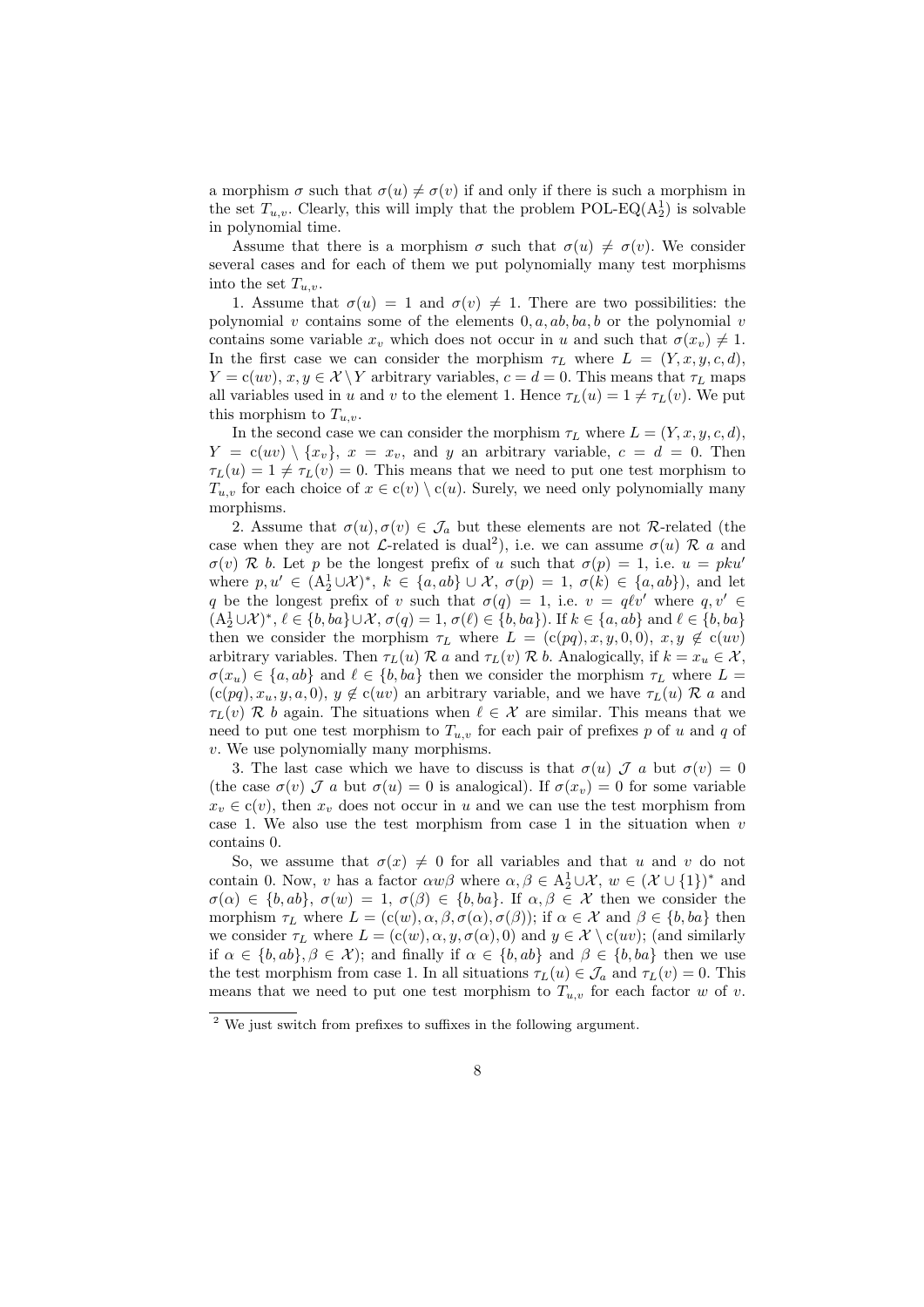a morphism $\sigma$ such that $\sigma(u) \neq \sigma(v)$ if and only if there is such a morphism in the set $T_{u,v}$. Clearly, this will imply that the problem POL-EQ($\mathrm{A}_2^1$) is solvable in polynomial time.

Assume that there is a morphism $\sigma$ such that $\sigma(u) \neq \sigma(v)$. We consider several cases and for each of them we put polynomially many test morphisms into the set $T_{u,v}$.

1. Assume that $\sigma(u) = 1$ and $\sigma(v) \neq 1$. There are two possibilities: the polynomial $v$ contains some of the elements $0, a, ab, ba, b$ or the polynomial $v$ contains some variable $x_v$ which does not occur in $u$ and such that $\sigma(x_v) \neq 1$. In the first case we can consider the morphism $\tau_L$ where $L = (Y, x, y, c, d)$, $Y = \mathrm{c}(uv)$, $x, y \in \mathcal{X} \setminus Y$ arbitrary variables, $c = d = 0$. This means that $\tau_L$ maps all variables used in $u$ and $v$ to the element 1. Hence $\tau_L(u) = 1 \neq \tau_L(v)$. We put this morphism to $T_{u,v}$.

In the second case we can consider the morphism $\tau_L$ where $L = (Y, x, y, c, d)$, $Y = \mathrm{c}(uv) \setminus \{x_v\}$, $x = x_v$, and $y$ an arbitrary variable, $c = d = 0$. Then $\tau_L(u) = 1 \neq \tau_L(v) = 0$. This means that we need to put one test morphism to $T_{u,v}$ for each choice of $x \in \mathrm{c}(v) \setminus \mathrm{c}(u)$. Surely, we need only polynomially many morphisms.

2. Assume that $\sigma(u), \sigma(v) \in \mathcal{J}_a$ but these elements are not $\mathcal{R}$-related (the case when they are not $\mathcal{L}$-related is dual[2]), i.e. we can assume $\sigma(u) \mathrel{\mathcal{R}} a$ and $\sigma(v) \mathrel{\mathcal{R}} b$. Let $p$ be the longest prefix of $u$ such that $\sigma(p) = 1$, i.e. $u = pku'$ where $p, u' \in (\mathrm{A}_2^1 \cup \mathcal{X})^*$, $k \in \{a, ab\} \cup \mathcal{X}$, $\sigma(p) = 1$, $\sigma(k) \in \{a, ab\}$), and let $q$ be the longest prefix of $v$ such that $\sigma(q) = 1$, i.e. $v = q\ell v'$ where $q, v' \in (\mathrm{A}_2^1 \cup \mathcal{X})^*$, $\ell \in \{b, ba\} \cup \mathcal{X}$, $\sigma(q) = 1$, $\sigma(\ell) \in \{b, ba\}$). If $k \in \{a, ab\}$ and $\ell \in \{b, ba\}$ then we consider the morphism $\tau_L$ where $L = (\mathrm{c}(pq), x, y, 0, 0)$, $x, y \notin \mathrm{c}(uv)$ arbitrary variables. Then $\tau_L(u) \mathrel{\mathcal{R}} a$ and $\tau_L(v) \mathrel{\mathcal{R}} b$. Analogically, if $k = x_u \in \mathcal{X}$, $\sigma(x_u) \in \{a, ab\}$ and $\ell \in \{b, ba\}$ then we consider the morphism $\tau_L$ where $L = (\mathrm{c}(pq), x_u, y, a, 0)$, $y \notin \mathrm{c}(uv)$ an arbitrary variable, and we have $\tau_L(u) \mathrel{\mathcal{R}} a$ and $\tau_L(v) \mathrel{\mathcal{R}} b$ again. The situations when $\ell \in \mathcal{X}$ are similar. This means that we need to put one test morphism to $T_{u,v}$ for each pair of prefixes $p$ of $u$ and $q$ of $v$. We use polynomially many morphisms.

3. The last case which we have to discuss is that $\sigma(u) \mathrel{\mathcal{J}} a$ but $\sigma(v) = 0$ (the case $\sigma(v) \mathrel{\mathcal{J}} a$ but $\sigma(u) = 0$ is analogical). If $\sigma(x_v) = 0$ for some variable $x_v \in \mathrm{c}(v)$, then $x_v$ does not occur in $u$ and we can use the test morphism from case 1. We also use the test morphism from case 1 in the situation when $v$ contains 0.

So, we assume that $\sigma(x) \neq 0$ for all variables and that $u$ and $v$ do not contain 0. Now, $v$ has a factor $\alpha w \beta$ where $\alpha, \beta \in \mathrm{A}_2^1 \cup \mathcal{X}$, $w \in (\mathcal{X} \cup \{1\})^*$ and $\sigma(\alpha) \in \{b, ab\}$, $\sigma(w) = 1$, $\sigma(\beta) \in \{b, ba\}$. If $\alpha, \beta \in \mathcal{X}$ then we consider the morphism $\tau_L$ where $L = (\mathrm{c}(w), \alpha, \beta, \sigma(\alpha), \sigma(\beta))$; if $\alpha \in \mathcal{X}$ and $\beta \in \{b, ba\}$ then we consider $\tau_L$ where $L = (\mathrm{c}(w), \alpha, y, \sigma(\alpha), 0)$ and $y \in \mathcal{X} \setminus \mathrm{c}(uv)$; (and similarly if $\alpha \in \{b, ab\}, \beta \in \mathcal{X}$); and finally if $\alpha \in \{b, ab\}$ and $\beta \in \{b, ba\}$ then we use the test morphism from case 1. In all situations $\tau_L(u) \in \mathcal{J}_a$ and $\tau_L(v) = 0$. This means that we need to put one test morphism to $T_{u,v}$ for each factor $w$ of $v$.

[2] We just switch from prefixes to suffixes in the following argument.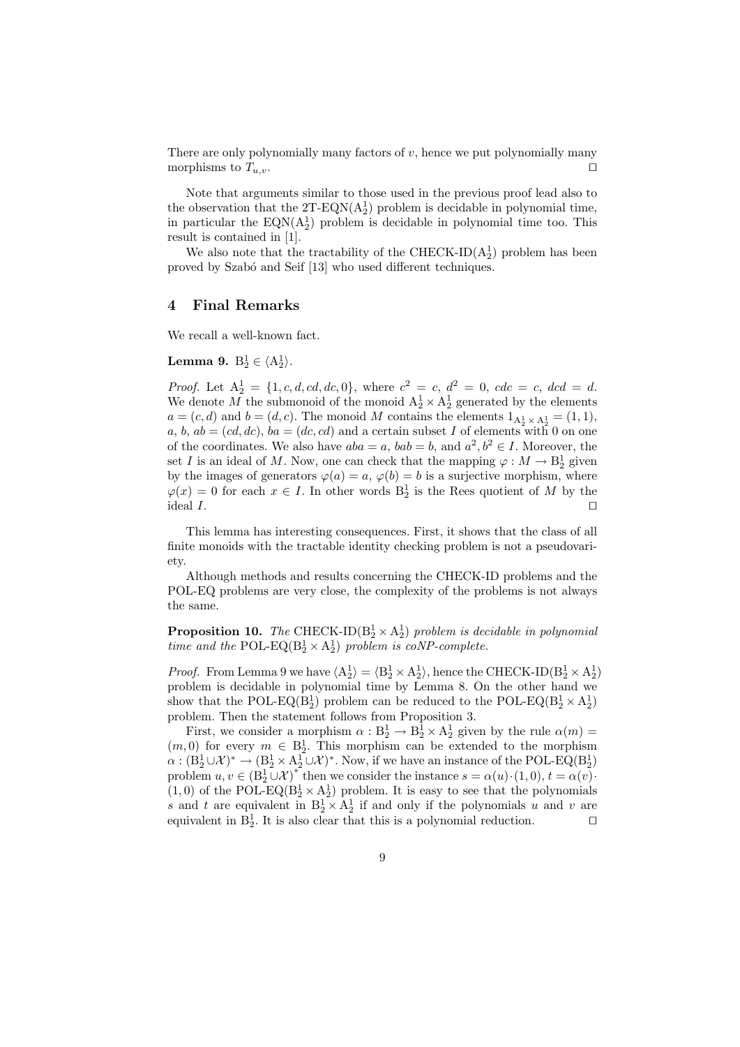There are only polynomially many factors of $v$, hence we put polynomially many morphisms to $T_{u,v}$. ◻

Note that arguments similar to those used in the previous proof lead also to the observation that the 2T-EQN($\mathrm{A}_2^1$) problem is decidable in polynomial time, in particular the EQN($\mathrm{A}_2^1$) problem is decidable in polynomial time too. This result is contained in [1].

We also note that the tractability of the CHECK-ID($\mathrm{A}_2^1$) problem has been proved by Szabó and Seif [13] who used different techniques.

## 4 Final Remarks

We recall a well-known fact.

**Lemma 9.** $\mathrm{B}_2^1 \in \langle \mathrm{A}_2^1 \rangle$.

*Proof.* Let $\mathrm{A}_2^1 = \{1, c, d, cd, dc, 0\}$, where $c^2 = c$, $d^2 = 0$, $cdc = c$, $dcd = d$. We denote $M$ the submonoid of the monoid $\mathrm{A}_2^1 \times \mathrm{A}_2^1$ generated by the elements $a = (c, d)$ and $b = (d, c)$. The monoid $M$ contains the elements $1_{\mathrm{A}_2^1 \times \mathrm{A}_2^1} = (1, 1)$, $a$, $b$, $ab = (cd, dc)$, $ba = (dc, cd)$ and a certain subset $I$ of elements with 0 on one of the coordinates. We also have $aba = a$, $bab = b$, and $a^2, b^2 \in I$. Moreover, the set $I$ is an ideal of $M$. Now, one can check that the mapping $\varphi : M \to \mathrm{B}_2^1$ given by the images of generators $\varphi(a) = a$, $\varphi(b) = b$ is a surjective morphism, where $\varphi(x) = 0$ for each $x \in I$. In other words $\mathrm{B}_2^1$ is the Rees quotient of $M$ by the ideal $I$. ◻

This lemma has interesting consequences. First, it shows that the class of all finite monoids with the tractable identity checking problem is not a pseudovariety.

Although methods and results concerning the CHECK-ID problems and the POL-EQ problems are very close, the complexity of the problems is not always the same.

**Proposition 10.** *The* CHECK-ID($\mathrm{B}_2^1 \times \mathrm{A}_2^1$) *problem is decidable in polynomial time and the* POL-EQ($\mathrm{B}_2^1 \times \mathrm{A}_2^1$) *problem is coNP-complete.*

*Proof.* From Lemma 9 we have $\langle \mathrm{A}_2^1 \rangle = \langle \mathrm{B}_2^1 \times \mathrm{A}_2^1 \rangle$, hence the CHECK-ID($\mathrm{B}_2^1 \times \mathrm{A}_2^1$) problem is decidable in polynomial time by Lemma 8. On the other hand we show that the POL-EQ($\mathrm{B}_2^1$) problem can be reduced to the POL-EQ($\mathrm{B}_2^1 \times \mathrm{A}_2^1$) problem. Then the statement follows from Proposition 3.

First, we consider a morphism $\alpha : \mathrm{B}_2^1 \to \mathrm{B}_2^1 \times \mathrm{A}_2^1$ given by the rule $\alpha(m) = (m, 0)$ for every $m \in \mathrm{B}_2^1$. This morphism can be extended to the morphism $\alpha : (\mathrm{B}_2^1 \cup \mathcal{X})^* \to (\mathrm{B}_2^1 \times \mathrm{A}_2^1 \cup \mathcal{X})^*$. Now, if we have an instance of the POL-EQ($\mathrm{B}_2^1$) problem $u, v \in (\mathrm{B}_2^1 \cup \mathcal{X})^*$ then we consider the instance $s = \alpha(u) \cdot (1, 0)$, $t = \alpha(v) \cdot (1, 0)$ of the POL-EQ($\mathrm{B}_2^1 \times \mathrm{A}_2^1$) problem. It is easy to see that the polynomials $s$ and $t$ are equivalent in $\mathrm{B}_2^1 \times \mathrm{A}_2^1$ if and only if the polynomials $u$ and $v$ are equivalent in $\mathrm{B}_2^1$. It is also clear that this is a polynomial reduction. ◻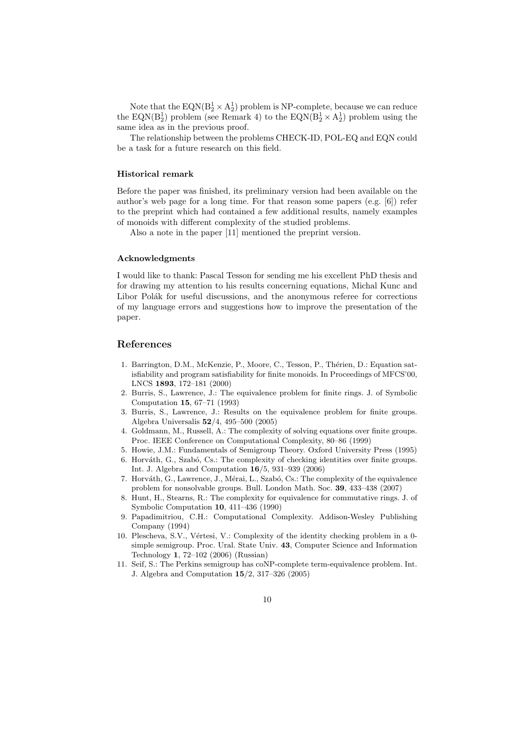Note that the $\mathrm{EQN}(\mathrm{B}_2^1 \times \mathrm{A}_2^1)$ problem is NP-complete, because we can reduce the $\mathrm{EQN}(\mathrm{B}_2^1)$ problem (see Remark 4) to the $\mathrm{EQN}(\mathrm{B}_2^1 \times \mathrm{A}_2^1)$ problem using the same idea as in the previous proof.

The relationship between the problems CHECK-ID, POL-EQ and EQN could be a task for a future research on this field.

### Historical remark

Before the paper was finished, its preliminary version had been available on the author's web page for a long time. For that reason some papers (e.g. [6]) refer to the preprint which had contained a few additional results, namely examples of monoids with different complexity of the studied problems.

Also a note in the paper [11] mentioned the preprint version.

### Acknowledgments

I would like to thank: Pascal Tesson for sending me his excellent PhD thesis and for drawing my attention to his results concerning equations, Michal Kunc and Libor Polák for useful discussions, and the anonymous referee for corrections of my language errors and suggestions how to improve the presentation of the paper.

## References

1. Barrington, D.M., McKenzie, P., Moore, C., Tesson, P., Thérien, D.: Equation satisfiability and program satisfiability for finite monoids. In Proceedings of MFCS'00, LNCS **1893**, 172–181 (2000)
2. Burris, S., Lawrence, J.: The equivalence problem for finite rings. J. of Symbolic Computation **15**, 67–71 (1993)
3. Burris, S., Lawrence, J.: Results on the equivalence problem for finite groups. Algebra Universalis **52**/4, 495–500 (2005)
4. Goldmann, M., Russell, A.: The complexity of solving equations over finite groups. Proc. IEEE Conference on Computational Complexity, 80–86 (1999)
5. Howie, J.M.: Fundamentals of Semigroup Theory. Oxford University Press (1995)
6. Horváth, G., Szabó, Cs.: The complexity of checking identities over finite groups. Int. J. Algebra and Computation **16**/5, 931–939 (2006)
7. Horváth, G., Lawrence, J., Mérai, L., Szabó, Cs.: The complexity of the equivalence problem for nonsolvable groups. Bull. London Math. Soc. **39**, 433–438 (2007)
8. Hunt, H., Stearns, R.: The complexity for equivalence for commutative rings. J. of Symbolic Computation **10**, 411–436 (1990)
9. Papadimitriou, C.H.: Computational Complexity. Addison-Wesley Publishing Company (1994)
10. Plescheva, S.V., Vértesi, V.: Complexity of the identity checking problem in a 0-simple semigroup. Proc. Ural. State Univ. **43**, Computer Science and Information Technology **1**, 72–102 (2006) (Russian)
11. Seif, S.: The Perkins semigroup has coNP-complete term-equivalence problem. Int. J. Algebra and Computation **15**/2, 317–326 (2005)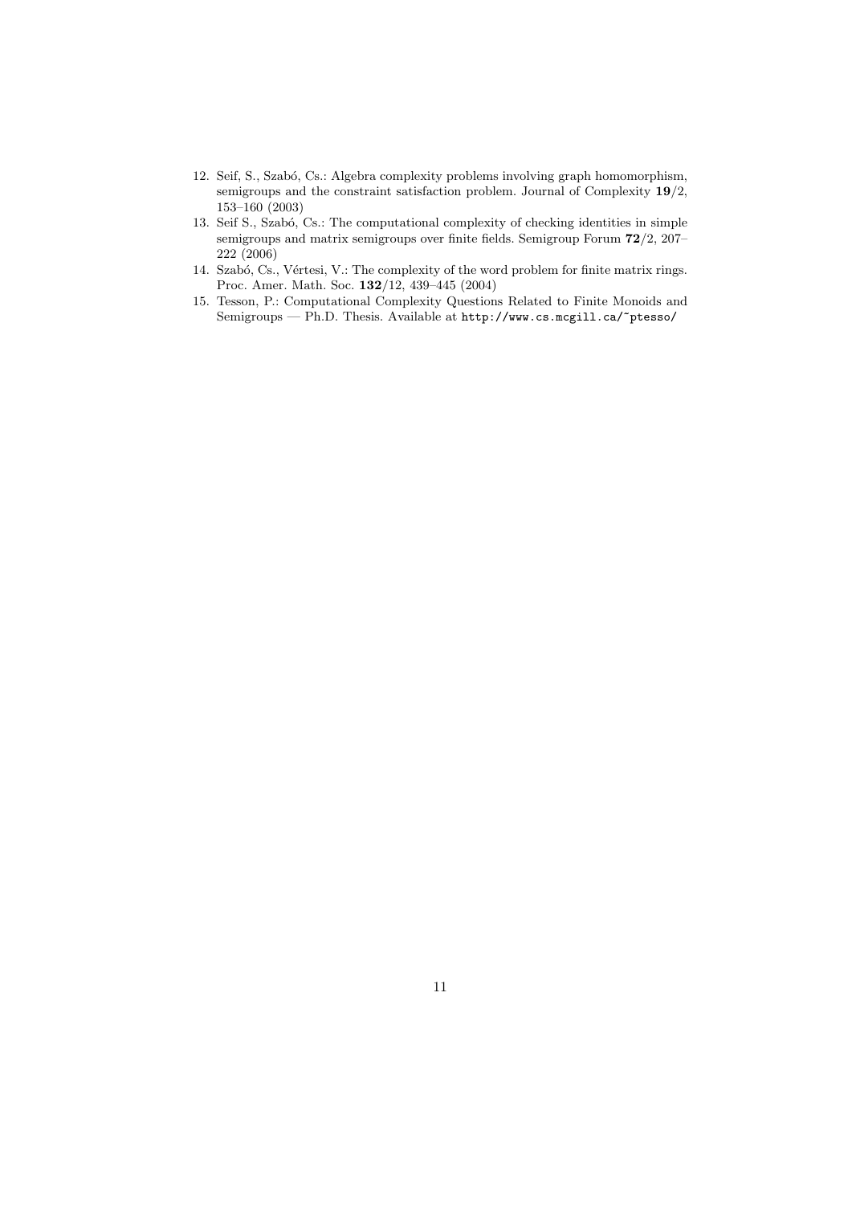12. Seif, S., Szabó, Cs.: Algebra complexity problems involving graph homomorphism, semigroups and the constraint satisfaction problem. Journal of Complexity **19**/2, 153–160 (2003)
13. Seif S., Szabó, Cs.: The computational complexity of checking identities in simple semigroups and matrix semigroups over finite fields. Semigroup Forum **72**/2, 207–222 (2006)
14. Szabó, Cs., Vértesi, V.: The complexity of the word problem for finite matrix rings. Proc. Amer. Math. Soc. **132**/12, 439–445 (2004)
15. Tesson, P.: Computational Complexity Questions Related to Finite Monoids and Semigroups — Ph.D. Thesis. Available at `http://www.cs.mcgill.ca/~ptesso/`